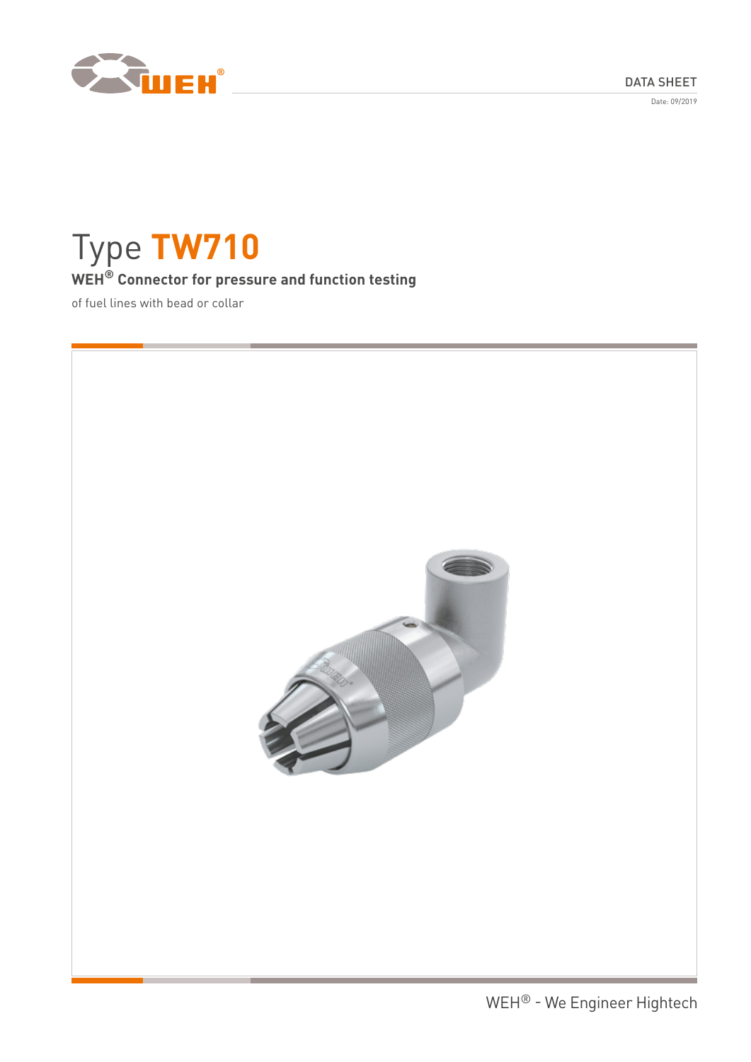DATA SHEET

Date: 09/2019

# Type TW710

**WEH® Connector for pressure and function testing**

of fuel lines with bead or collar

WEH® - We Engineer Hightech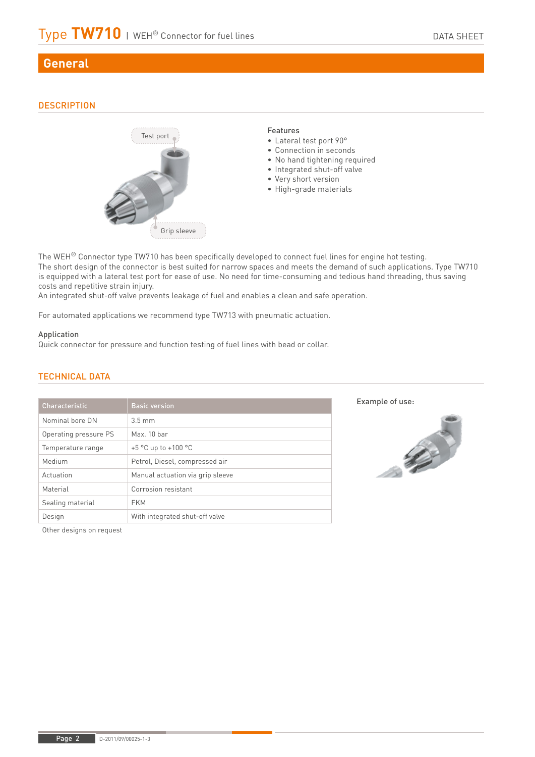## General

### DESCRIPTION

Test port

Grip sleeve

Features

- Lateral test port 90°
- Connection in seconds
- No hand tightening required
- Integrated shut-off valve
- Very short version
- High-grade materials

The WEH® Connector type TW710 has been specifically developed to connect fuel lines for engine hot testing.
The short design of the connector is best suited for narrow spaces and meets the demand of such applications. Type TW710 is equipped with a lateral test port for ease of use. No need for time-consuming and tedious hand threading, thus saving costs and repetitive strain injury.
An integrated shut-off valve prevents leakage of fuel and enables a clean and safe operation.

For automated applications we recommend type TW713 with pneumatic actuation.

Application

Quick connector for pressure and function testing of fuel lines with bead or collar.

### TECHNICAL DATA

| Characteristic | Basic version |
|---|---|
| Nominal bore DN | 3.5 mm |
| Operating pressure PS | Max. 10 bar |
| Temperature range | +5 °C up to +100 °C |
| Medium | Petrol, Diesel, compressed air |
| Actuation | Manual actuation via grip sleeve |
| Material | Corrosion resistant |
| Sealing material | FKM |
| Design | With integrated shut-off valve |

Other designs on request

Example of use: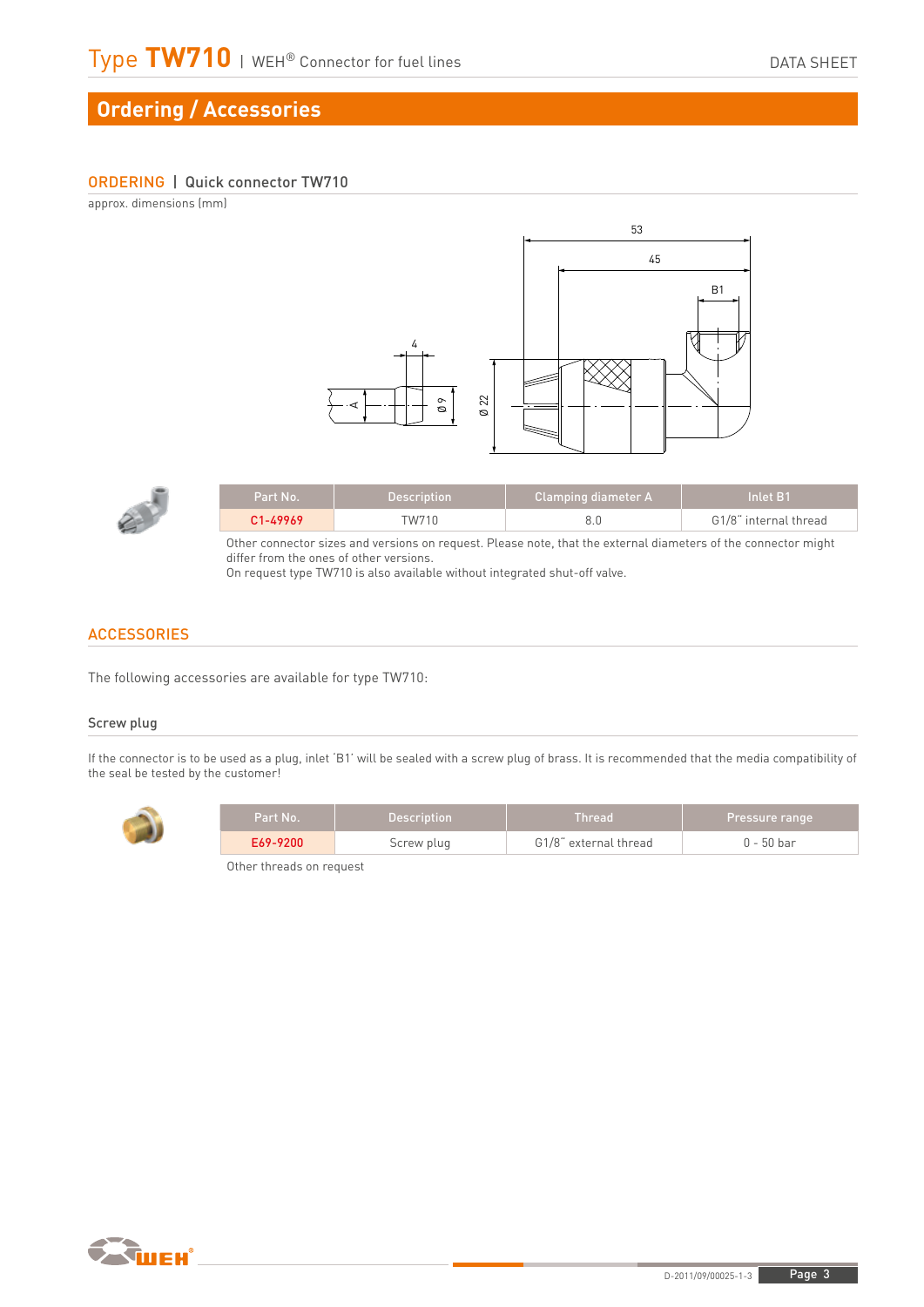## Ordering / Accessories

### ORDERING | Quick connector TW710

approx. dimensions (mm)

| Part No. | Description | Clamping diameter A | Inlet B1 |
|---|---|---|---|
| C1-49969 | TW710 | 8.0 | G1/8" internal thread |

Other connector sizes and versions on request. Please note, that the external diameters of the connector might differ from the ones of other versions.
On request type TW710 is also available without integrated shut-off valve.

### ACCESSORIES

The following accessories are available for type TW710:

#### Screw plug

If the connector is to be used as a plug, inlet 'B1' will be sealed with a screw plug of brass. It is recommended that the media compatibility of the seal be tested by the customer!

| Part No. | Description | Thread | Pressure range |
|---|---|---|---|
| E69-9200 | Screw plug | G1/8" external thread | 0 - 50 bar |

Other threads on request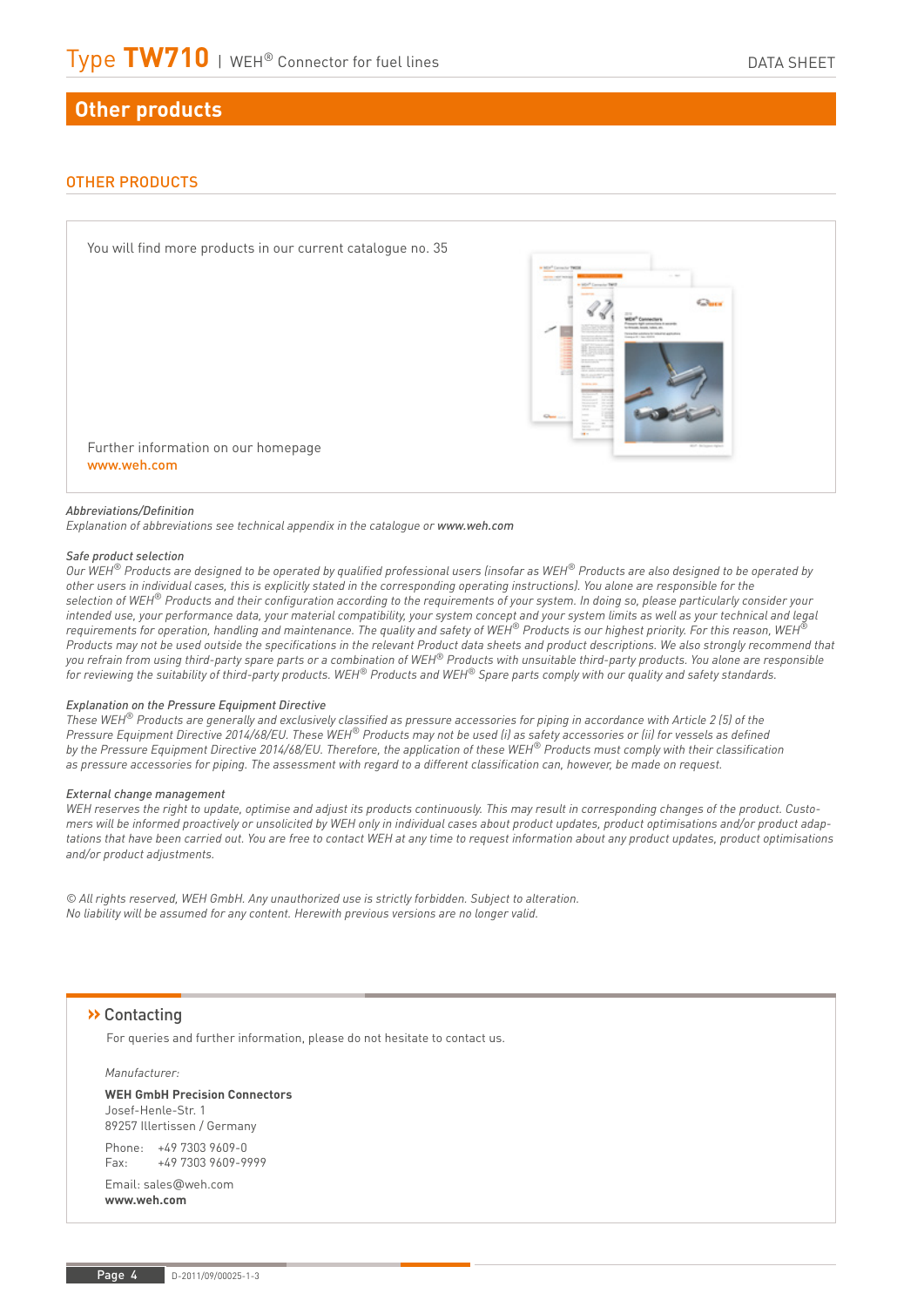## Other products

### OTHER PRODUCTS

You will find more products in our current catalogue no. 35

Further information on our homepage
www.weh.com

*Abbreviations/Definition*
*Explanation of abbreviations see technical appendix in the catalogue or **www.weh.com***

*Safe product selection*
*Our WEH® Products are designed to be operated by qualified professional users (insofar as WEH® Products are also designed to be operated by other users in individual cases, this is explicitly stated in the corresponding operating instructions). You alone are responsible for the selection of WEH® Products and their configuration according to the requirements of your system. In doing so, please particularly consider your intended use, your performance data, your material compatibility, your system concept and your system limits as well as your technical and legal requirements for operation, handling and maintenance. The quality and safety of WEH® Products is our highest priority. For this reason, WEH® Products may not be used outside the specifications in the relevant Product data sheets and product descriptions. We also strongly recommend that you refrain from using third-party spare parts or a combination of WEH® Products with unsuitable third-party products. You alone are responsible for reviewing the suitability of third-party products. WEH® Products and WEH® Spare parts comply with our quality and safety standards.*

*Explanation on the Pressure Equipment Directive*
*These WEH® Products are generally and exclusively classified as pressure accessories for piping in accordance with Article 2 (5) of the Pressure Equipment Directive 2014/68/EU. These WEH® Products may not be used (i) as safety accessories or (ii) for vessels as defined by the Pressure Equipment Directive 2014/68/EU. Therefore, the application of these WEH® Products must comply with their classification as pressure accessories for piping. The assessment with regard to a different classification can, however, be made on request.*

*External change management*
*WEH reserves the right to update, optimise and adjust its products continuously. This may result in corresponding changes of the product. Customers will be informed proactively or unsolicited by WEH only in individual cases about product updates, product optimisations and/or product adaptations that have been carried out. You are free to contact WEH at any time to request information about any product updates, product optimisations and/or product adjustments.*

*© All rights reserved, WEH GmbH. Any unauthorized use is strictly forbidden. Subject to alteration.*
*No liability will be assumed for any content. Herewith previous versions are no longer valid.*

### Contacting

For queries and further information, please do not hesitate to contact us.

*Manufacturer:*

**WEH GmbH Precision Connectors**
Josef-Henle-Str. 1
89257 Illertissen / Germany

Phone: +49 7303 9609-0
Fax: +49 7303 9609-9999

Email: sales@weh.com
**www.weh.com**

D-2011/09/00025-1-3